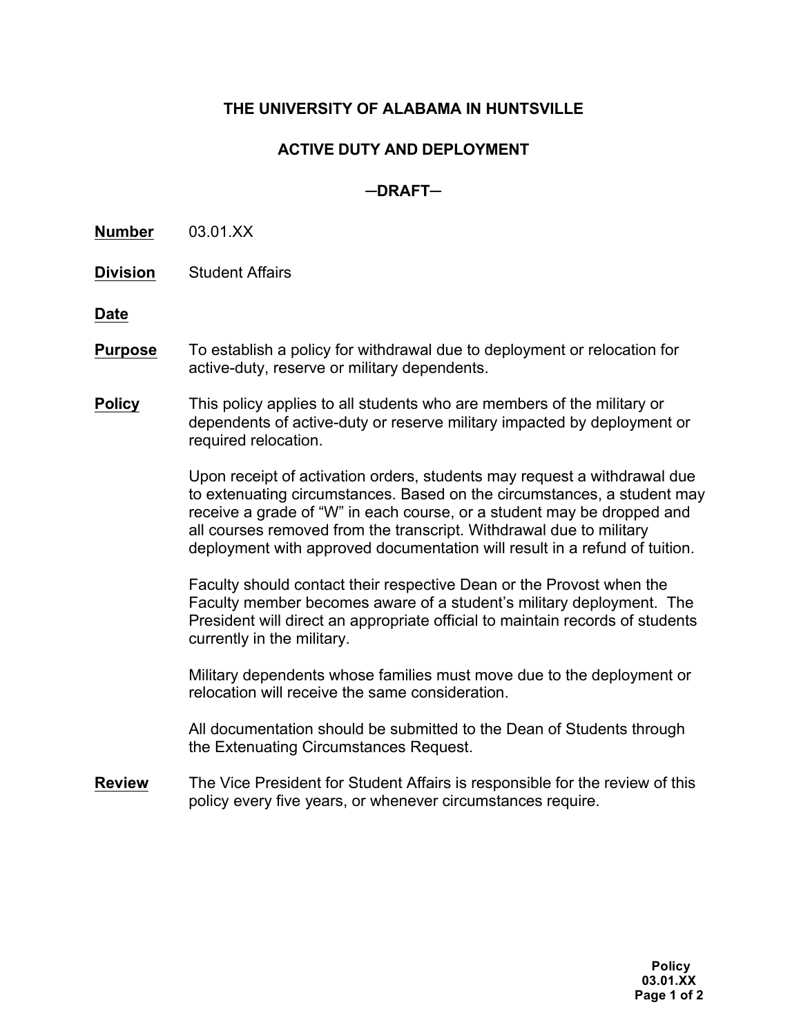# THE UNIVERSITY OF ALABAMA IN HUNTSVILLE

## ACTIVE DUTY AND DEPLOYMENT

## —DRAFT—

**Number** 03.01.XX

**Division** Student Affairs

**Date**

**Purpose** To establish a policy for withdrawal due to deployment or relocation for active-duty, reserve or military dependents.

**Policy** This policy applies to all students who are members of the military or dependents of active-duty or reserve military impacted by deployment or required relocation.

Upon receipt of activation orders, students may request a withdrawal due to extenuating circumstances. Based on the circumstances, a student may receive a grade of "W" in each course, or a student may be dropped and all courses removed from the transcript. Withdrawal due to military deployment with approved documentation will result in a refund of tuition.

Faculty should contact their respective Dean or the Provost when the Faculty member becomes aware of a student's military deployment. The President will direct an appropriate official to maintain records of students currently in the military.

Military dependents whose families must move due to the deployment or relocation will receive the same consideration.

All documentation should be submitted to the Dean of Students through the Extenuating Circumstances Request.

**Review** The Vice President for Student Affairs is responsible for the review of this policy every five years, or whenever circumstances require.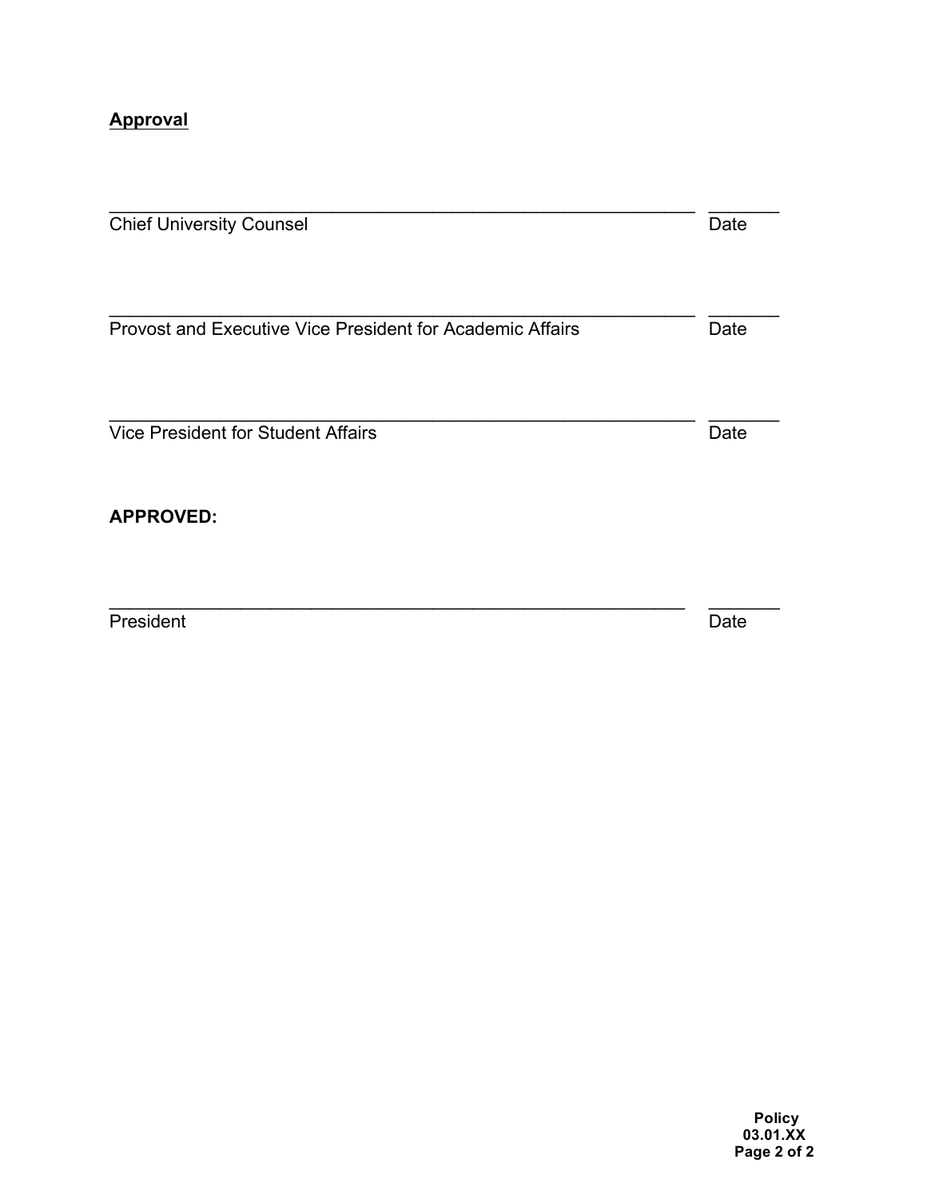**Approval**

\_\_\_\_\_\_\_\_\_\_\_\_\_\_\_\_\_\_\_\_\_\_\_\_\_\_\_\_\_\_\_\_\_\_\_\_\_\_\_\_\_\_\_\_\_\_\_\_\_\_\_\_\_\_\_\_\_\_ \_\_\_\_\_\_\_
Chief University Counsel Date

\_\_\_\_\_\_\_\_\_\_\_\_\_\_\_\_\_\_\_\_\_\_\_\_\_\_\_\_\_\_\_\_\_\_\_\_\_\_\_\_\_\_\_\_\_\_\_\_\_\_\_\_\_\_\_\_\_\_ \_\_\_\_\_\_\_
Provost and Executive Vice President for Academic Affairs Date

\_\_\_\_\_\_\_\_\_\_\_\_\_\_\_\_\_\_\_\_\_\_\_\_\_\_\_\_\_\_\_\_\_\_\_\_\_\_\_\_\_\_\_\_\_\_\_\_\_\_\_\_\_\_\_\_\_\_ \_\_\_\_\_\_\_
Vice President for Student Affairs Date

**APPROVED:**

\_\_\_\_\_\_\_\_\_\_\_\_\_\_\_\_\_\_\_\_\_\_\_\_\_\_\_\_\_\_\_\_\_\_\_\_\_\_\_\_\_\_\_\_\_\_\_\_\_\_\_\_\_\_\_\_\_\_ \_\_\_\_\_\_\_
President Date

**Policy 03.01.XX**